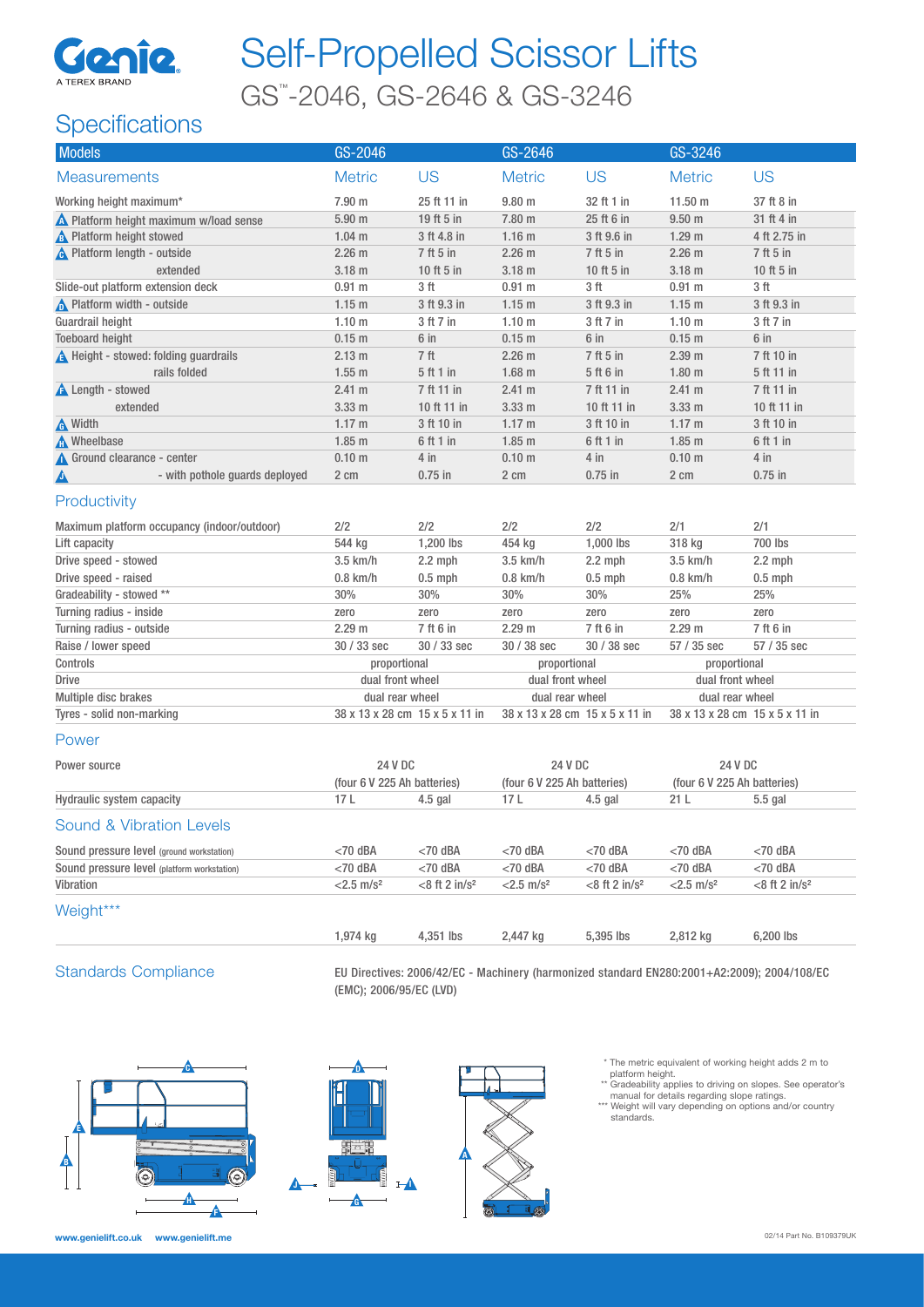# Self-Propelled Scissor Lifts

## GS™-2046, GS-2646 & GS-3246

## Specifications

| Models | GS-2046 | | GS-2646 | | GS-3246 | |
|---|---|---|---|---|---|---|
| Measurements | Metric | US | Metric | US | Metric | US |
| Working height maximum* | 7.90 m | 25 ft 11 in | 9.80 m | 32 ft 1 in | 11.50 m | 37 ft 8 in |
| A Platform height maximum w/load sense | 5.90 m | 19 ft 5 in | 7.80 m | 25 ft 6 in | 9.50 m | 31 ft 4 in |
| B Platform height stowed | 1.04 m | 3 ft 4.8 in | 1.16 m | 3 ft 9.6 in | 1.29 m | 4 ft 2.75 in |
| C Platform length - outside | 2.26 m | 7 ft 5 in | 2.26 m | 7 ft 5 in | 2.26 m | 7 ft 5 in |
| extended | 3.18 m | 10 ft 5 in | 3.18 m | 10 ft 5 in | 3.18 m | 10 ft 5 in |
| Slide-out platform extension deck | 0.91 m | 3 ft | 0.91 m | 3 ft | 0.91 m | 3 ft |
| D Platform width - outside | 1.15 m | 3 ft 9.3 in | 1.15 m | 3 ft 9.3 in | 1.15 m | 3 ft 9.3 in |
| Guardrail height | 1.10 m | 3 ft 7 in | 1.10 m | 3 ft 7 in | 1.10 m | 3 ft 7 in |
| Toeboard height | 0.15 m | 6 in | 0.15 m | 6 in | 0.15 m | 6 in |
| E Height - stowed: folding guardrails | 2.13 m | 7 ft | 2.26 m | 7 ft 5 in | 2.39 m | 7 ft 10 in |
| rails folded | 1.55 m | 5 ft 1 in | 1.68 m | 5 ft 6 in | 1.80 m | 5 ft 11 in |
| F Length - stowed | 2.41 m | 7 ft 11 in | 2.41 m | 7 ft 11 in | 2.41 m | 7 ft 11 in |
| extended | 3.33 m | 10 ft 11 in | 3.33 m | 10 ft 11 in | 3.33 m | 10 ft 11 in |
| G Width | 1.17 m | 3 ft 10 in | 1.17 m | 3 ft 10 in | 1.17 m | 3 ft 10 in |
| H Wheelbase | 1.85 m | 6 ft 1 in | 1.85 m | 6 ft 1 in | 1.85 m | 6 ft 1 in |
| I Ground clearance - center | 0.10 m | 4 in | 0.10 m | 4 in | 0.10 m | 4 in |
| J - with pothole guards deployed | 2 cm | 0.75 in | 2 cm | 0.75 in | 2 cm | 0.75 in |

### Productivity

| | | | | | | |
|---|---|---|---|---|---|---|
| Maximum platform occupancy (indoor/outdoor) | 2/2 | 2/2 | 2/2 | 2/2 | 2/1 | 2/1 |
| Lift capacity | 544 kg | 1,200 lbs | 454 kg | 1,000 lbs | 318 kg | 700 lbs |
| Drive speed - stowed | 3.5 km/h | 2.2 mph | 3.5 km/h | 2.2 mph | 3.5 km/h | 2.2 mph |
| Drive speed - raised | 0.8 km/h | 0.5 mph | 0.8 km/h | 0.5 mph | 0.8 km/h | 0.5 mph |
| Gradeability - stowed ** | 30% | 30% | 30% | 30% | 25% | 25% |
| Turning radius - inside | zero | zero | zero | zero | zero | zero |
| Turning radius - outside | 2.29 m | 7 ft 6 in | 2.29 m | 7 ft 6 in | 2.29 m | 7 ft 6 in |
| Raise / lower speed | 30 / 33 sec | 30 / 33 sec | 30 / 38 sec | 30 / 38 sec | 57 / 35 sec | 57 / 35 sec |
| Controls | proportional | | proportional | | proportional | |
| Drive | dual front wheel | | dual front wheel | | dual front wheel | |
| Multiple disc brakes | dual rear wheel | | dual rear wheel | | dual rear wheel | |
| Tyres - solid non-marking | 38 x 13 x 28 cm | 15 x 5 x 11 in | 38 x 13 x 28 cm | 15 x 5 x 11 in | 38 x 13 x 28 cm | 15 x 5 x 11 in |

### Power

| | | | | | | |
|---|---|---|---|---|---|---|
| Power source | 24 V DC (four 6 V 225 Ah batteries) | | 24 V DC (four 6 V 225 Ah batteries) | | 24 V DC (four 6 V 225 Ah batteries) | |
| Hydraulic system capacity | 17 L | 4.5 gal | 17 L | 4.5 gal | 21 L | 5.5 gal |

### Sound & Vibration Levels

| | | | | | | |
|---|---|---|---|---|---|---|
| Sound pressure level (ground workstation) | <70 dBA | <70 dBA | <70 dBA | <70 dBA | <70 dBA | <70 dBA |
| Sound pressure level (platform workstation) | <70 dBA | <70 dBA | <70 dBA | <70 dBA | <70 dBA | <70 dBA |
| Vibration | <2.5 m/s² | <8 ft 2 in/s² | <2.5 m/s² | <8 ft 2 in/s² | <2.5 m/s² | <8 ft 2 in/s² |

### Weight***

| | | | | | | |
|---|---|---|---|---|---|---|
| | 1,974 kg | 4,351 lbs | 2,447 kg | 5,395 lbs | 2,812 kg | 6,200 lbs |

### Standards Compliance

EU Directives: 2006/42/EC - Machinery (harmonized standard EN280:2001+A2:2009); 2004/108/EC (EMC); 2006/95/EC (LVD)

\* The metric equivalent of working height adds 2 m to platform height.
\** Gradeability applies to driving on slopes. See operator's manual for details regarding slope ratings.
\*** Weight will vary depending on options and/or country standards.

www.genielift.co.uk www.genielift.me

02/14 Part No. B109379UK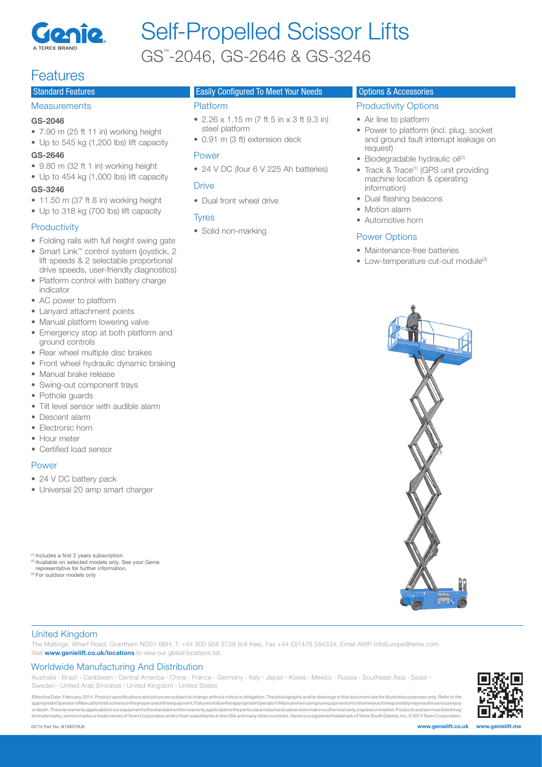# Self-Propelled Scissor Lifts

## GS™-2046, GS-2646 & GS-3246

# Features

## Standard Features

### Measurements

**GS-2046**

- 7.90 m (25 ft 11 in) working height
- Up to 545 kg (1,200 lbs) lift capacity

**GS-2646**

- 9.80 m (32 ft 1 in) working height
- Up to 454 kg (1,000 lbs) lift capacity

**GS-3246**

- 11.50 m (37 ft 8 in) working height
- Up to 318 kg (700 lbs) lift capacity

### Productivity

- Folding rails with full height swing gate
- Smart Link™ control system (joystick, 2 lift speeds & 2 selectable proportional drive speeds, user-friendly diagnostics)
- Platform control with battery charge indicator
- AC power to platform
- Lanyard attachment points
- Manual platform lowering valve
- Emergency stop at both platform and ground controls
- Rear wheel multiple disc brakes
- Front wheel hydraulic dynamic braking
- Manual brake release
- Swing-out component trays
- Pothole guards
- Tilt level sensor with audible alarm
- Descent alarm
- Electronic horn
- Hour meter
- Certified load sensor

### Power

- 24 V DC battery pack
- Universal 20 amp smart charger

## Easily Configured To Meet Your Needs

### Platform

- 2.26 x 1.15 m (7 ft 5 in x 3 ft 9.3 in) steel platform
- 0.91 m (3 ft) extension deck

### Power

- 24 V DC (four 6 V 225 Ah batteries)

### Drive

- Dual front wheel drive

### Tyres

- Solid non-marking

## Options & Accessories

### Productivity Options

- Air line to platform
- Power to platform (incl. plug, socket and ground fault interrupt leakage on request)
- Biodegradable hydraulic oil[2]
- Track & Trace[1] (GPS unit providing machine location & operating information)
- Dual flashing beacons
- Motion alarm
- Automotive horn

### Power Options

- Maintenance-free batteries
- Low-temperature cut-out module[3]

[1] Includes a first 2 years subscription
[2] Available on selected models only. See your Genie representative for further information.
[3] For outdoor models only

## United Kingdom

The Maltings, Wharf Road, Grantham NG31 6BH, T: +44 800 988 3739 (toll free), Fax +44 (0)1476 584334, Email AWP-InfoEurope@terex.com
Visit **www.genielift.co.uk/locations** to view our global locations list.

## Worldwide Manufacturing And Distribution

Australia · Brazil · Caribbean · Central America · China · France · Germany · Italy · Japan · Korea · Mexico · Russia · Southeast Asia · Spain · Sweden · United Arab Emirates · United Kingdom · United States

Effective Date: February, 2014. Product specifications and prices are subject to change without notice or obligation. The photographs and/or drawings in this document are for illustrative purposes only. Refer to the appropriate Operator's Manual for instructions on the proper use of this equipment. Failure to follow the appropriate Operator's Manual when using our equipment or to otherwise act irresponsibly may result in serious injury or death. The only warranty applicable to our equipment is the standard written warranty applicable to the particular product and sale and we make no other warranty, express or implied. Products and services listed may be trademarks, service marks or trade names of Terex Corporation and/or their subsidiaries in the USA and many other countries. Genie is a registered trademark of Terex South Dakota, Inc. © 2014 Terex Corporation.

02/14 Part No. B109379UK

**www.genielift.co.uk** **www.genielift.me**